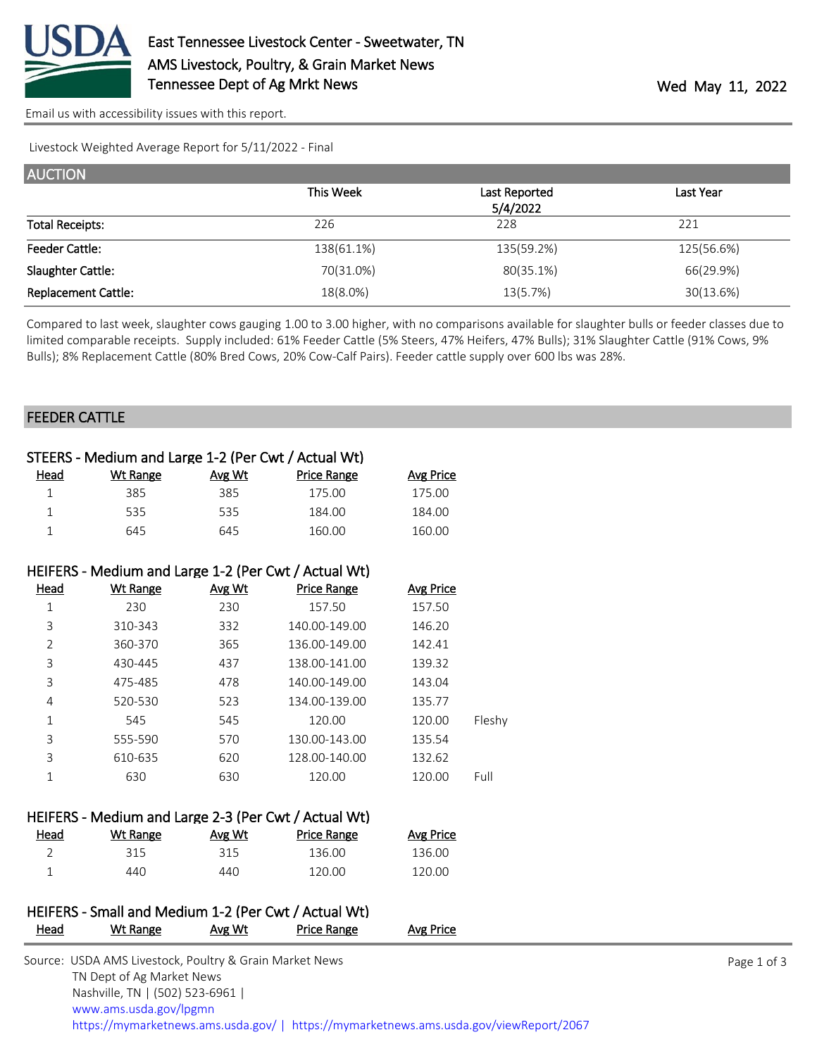# East Tennessee Livestock Center - Sweetwater, TN

AMS Livestock, Poultry, & Grain Market News

Tennessee Dept of Ag Mrkt News

Wed May 11, 2022

Email us with accessibility issues with this report.

Livestock Weighted Average Report for 5/11/2022 - Final

## AUCTION

| | This Week | Last Reported 5/4/2022 | Last Year |
|---|---|---|---|
| Total Receipts: | 226 | 228 | 221 |
| Feeder Cattle: | 138(61.1%) | 135(59.2%) | 125(56.6%) |
| Slaughter Cattle: | 70(31.0%) | 80(35.1%) | 66(29.9%) |
| Replacement Cattle: | 18(8.0%) | 13(5.7%) | 30(13.6%) |

Compared to last week, slaughter cows gauging 1.00 to 3.00 higher, with no comparisons available for slaughter bulls or feeder classes due to limited comparable receipts. Supply included: 61% Feeder Cattle (5% Steers, 47% Heifers, 47% Bulls); 31% Slaughter Cattle (91% Cows, 9% Bulls); 8% Replacement Cattle (80% Bred Cows, 20% Cow-Calf Pairs). Feeder cattle supply over 600 lbs was 28%.

## FEEDER CATTLE

### STEERS - Medium and Large 1-2 (Per Cwt / Actual Wt)

| Head | Wt Range | Avg Wt | Price Range | Avg Price |
|---|---|---|---|---|
| 1 | 385 | 385 | 175.00 | 175.00 |
| 1 | 535 | 535 | 184.00 | 184.00 |
| 1 | 645 | 645 | 160.00 | 160.00 |

### HEIFERS - Medium and Large 1-2 (Per Cwt / Actual Wt)

| Head | Wt Range | Avg Wt | Price Range | Avg Price | |
|---|---|---|---|---|---|
| 1 | 230 | 230 | 157.50 | 157.50 | |
| 3 | 310-343 | 332 | 140.00-149.00 | 146.20 | |
| 2 | 360-370 | 365 | 136.00-149.00 | 142.41 | |
| 3 | 430-445 | 437 | 138.00-141.00 | 139.32 | |
| 3 | 475-485 | 478 | 140.00-149.00 | 143.04 | |
| 4 | 520-530 | 523 | 134.00-139.00 | 135.77 | |
| 1 | 545 | 545 | 120.00 | 120.00 | Fleshy |
| 3 | 555-590 | 570 | 130.00-143.00 | 135.54 | |
| 3 | 610-635 | 620 | 128.00-140.00 | 132.62 | |
| 1 | 630 | 630 | 120.00 | 120.00 | Full |

### HEIFERS - Medium and Large 2-3 (Per Cwt / Actual Wt)

| Head | Wt Range | Avg Wt | Price Range | Avg Price |
|---|---|---|---|---|
| 2 | 315 | 315 | 136.00 | 136.00 |
| 1 | 440 | 440 | 120.00 | 120.00 |

### HEIFERS - Small and Medium 1-2 (Per Cwt / Actual Wt)

| Head | Wt Range | Avg Wt | Price Range | Avg Price |
|---|---|---|---|---|

Source: USDA AMS Livestock, Poultry & Grain Market News
TN Dept of Ag Market News
Nashville, TN | (502) 523-6961 |
www.ams.usda.gov/lpgmn
https://mymarketnews.ams.usda.gov/ | https://mymarketnews.ams.usda.gov/viewReport/2067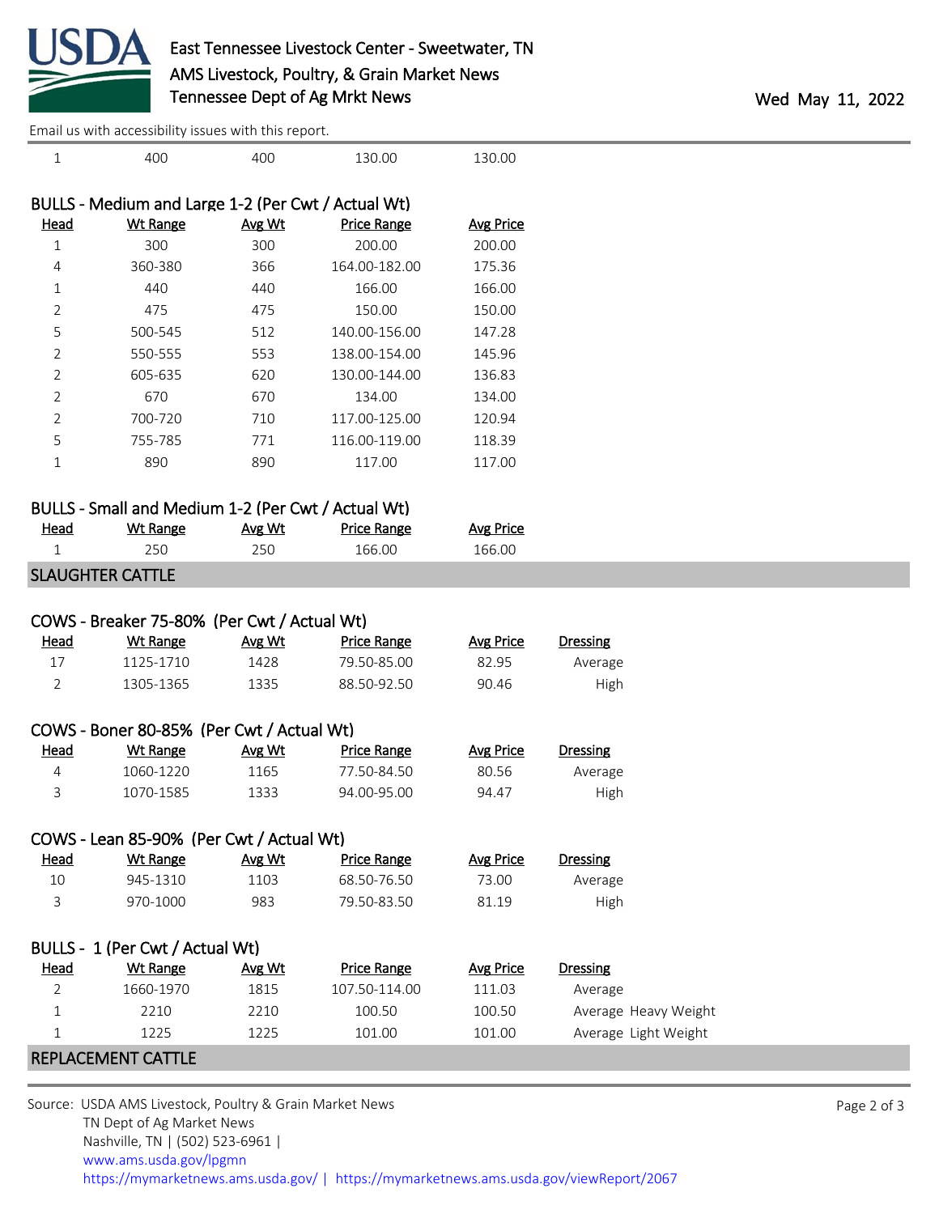| Head | Wt Range | Avg Wt | Price Range | Avg Price |
|---|---|---|---|---|
| 1 | 400 | 400 | 130.00 | 130.00 |

### BULLS - Medium and Large 1-2 (Per Cwt / Actual Wt)

| Head | Wt Range | Avg Wt | Price Range | Avg Price |
|---|---|---|---|---|
| 1 | 300 | 300 | 200.00 | 200.00 |
| 4 | 360-380 | 366 | 164.00-182.00 | 175.36 |
| 1 | 440 | 440 | 166.00 | 166.00 |
| 2 | 475 | 475 | 150.00 | 150.00 |
| 5 | 500-545 | 512 | 140.00-156.00 | 147.28 |
| 2 | 550-555 | 553 | 138.00-154.00 | 145.96 |
| 2 | 605-635 | 620 | 130.00-144.00 | 136.83 |
| 2 | 670 | 670 | 134.00 | 134.00 |
| 2 | 700-720 | 710 | 117.00-125.00 | 120.94 |
| 5 | 755-785 | 771 | 116.00-119.00 | 118.39 |
| 1 | 890 | 890 | 117.00 | 117.00 |

### BULLS - Small and Medium 1-2 (Per Cwt / Actual Wt)

| Head | Wt Range | Avg Wt | Price Range | Avg Price |
|---|---|---|---|---|
| 1 | 250 | 250 | 166.00 | 166.00 |

## SLAUGHTER CATTLE

### COWS - Breaker 75-80% (Per Cwt / Actual Wt)

| Head | Wt Range | Avg Wt | Price Range | Avg Price | Dressing |
|---|---|---|---|---|---|
| 17 | 1125-1710 | 1428 | 79.50-85.00 | 82.95 | Average |
| 2 | 1305-1365 | 1335 | 88.50-92.50 | 90.46 | High |

### COWS - Boner 80-85% (Per Cwt / Actual Wt)

| Head | Wt Range | Avg Wt | Price Range | Avg Price | Dressing |
|---|---|---|---|---|---|
| 4 | 1060-1220 | 1165 | 77.50-84.50 | 80.56 | Average |
| 3 | 1070-1585 | 1333 | 94.00-95.00 | 94.47 | High |

### COWS - Lean 85-90% (Per Cwt / Actual Wt)

| Head | Wt Range | Avg Wt | Price Range | Avg Price | Dressing |
|---|---|---|---|---|---|
| 10 | 945-1310 | 1103 | 68.50-76.50 | 73.00 | Average |
| 3 | 970-1000 | 983 | 79.50-83.50 | 81.19 | High |

### BULLS - 1 (Per Cwt / Actual Wt)

| Head | Wt Range | Avg Wt | Price Range | Avg Price | Dressing |
|---|---|---|---|---|---|
| 2 | 1660-1970 | 1815 | 107.50-114.00 | 111.03 | Average |
| 1 | 2210 | 2210 | 100.50 | 100.50 | Average Heavy Weight |
| 1 | 1225 | 1225 | 101.00 | 101.00 | Average Light Weight |

## REPLACEMENT CATTLE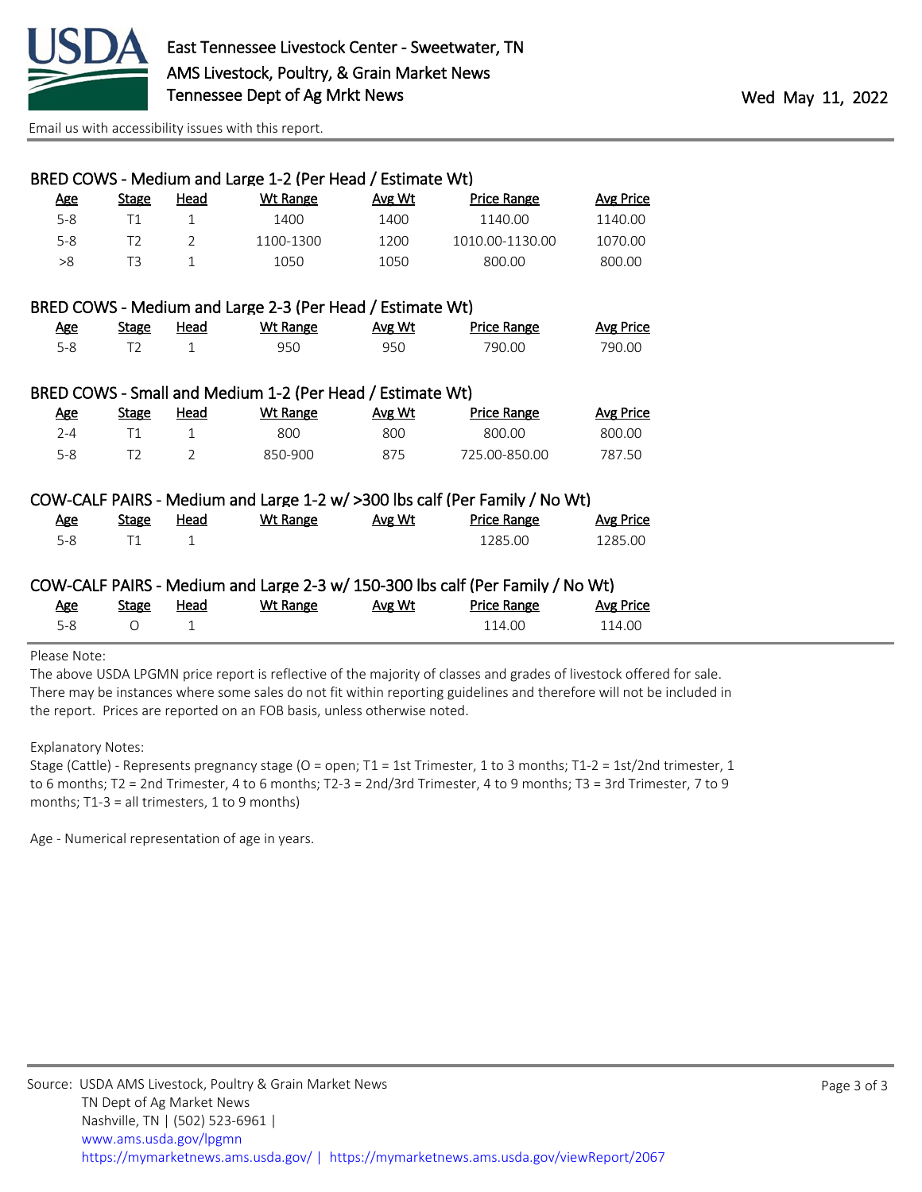## BRED COWS - Medium and Large 1-2 (Per Head / Estimate Wt)

| Age | Stage | Head | Wt Range | Avg Wt | Price Range | Avg Price |
|---|---|---|---|---|---|---|
| 5-8 | T1 | 1 | 1400 | 1400 | 1140.00 | 1140.00 |
| 5-8 | T2 | 2 | 1100-1300 | 1200 | 1010.00-1130.00 | 1070.00 |
| >8 | T3 | 1 | 1050 | 1050 | 800.00 | 800.00 |

## BRED COWS - Medium and Large 2-3 (Per Head / Estimate Wt)

| Age | Stage | Head | Wt Range | Avg Wt | Price Range | Avg Price |
|---|---|---|---|---|---|---|
| 5-8 | T2 | 1 | 950 | 950 | 790.00 | 790.00 |

## BRED COWS - Small and Medium 1-2 (Per Head / Estimate Wt)

| Age | Stage | Head | Wt Range | Avg Wt | Price Range | Avg Price |
|---|---|---|---|---|---|---|
| 2-4 | T1 | 1 | 800 | 800 | 800.00 | 800.00 |
| 5-8 | T2 | 2 | 850-900 | 875 | 725.00-850.00 | 787.50 |

## COW-CALF PAIRS - Medium and Large 1-2 w/ >300 lbs calf (Per Family / No Wt)

| Age | Stage | Head | Wt Range | Avg Wt | Price Range | Avg Price |
|---|---|---|---|---|---|---|
| 5-8 | T1 | 1 | | | 1285.00 | 1285.00 |

## COW-CALF PAIRS - Medium and Large 2-3 w/ 150-300 lbs calf (Per Family / No Wt)

| Age | Stage | Head | Wt Range | Avg Wt | Price Range | Avg Price |
|---|---|---|---|---|---|---|
| 5-8 | O | 1 | | | 114.00 | 114.00 |

Please Note:
The above USDA LPGMN price report is reflective of the majority of classes and grades of livestock offered for sale. There may be instances where some sales do not fit within reporting guidelines and therefore will not be included in the report. Prices are reported on an FOB basis, unless otherwise noted.

Explanatory Notes:
Stage (Cattle) - Represents pregnancy stage (O = open; T1 = 1st Trimester, 1 to 3 months; T1-2 = 1st/2nd trimester, 1 to 6 months; T2 = 2nd Trimester, 4 to 6 months; T2-3 = 2nd/3rd Trimester, 4 to 9 months; T3 = 3rd Trimester, 7 to 9 months; T1-3 = all trimesters, 1 to 9 months)

Age - Numerical representation of age in years.

Source: USDA AMS Livestock, Poultry & Grain Market News
TN Dept of Ag Market News
Nashville, TN | (502) 523-6961 |
www.ams.usda.gov/lpgmn
https://mymarketnews.ams.usda.gov/ | https://mymarketnews.ams.usda.gov/viewReport/2067